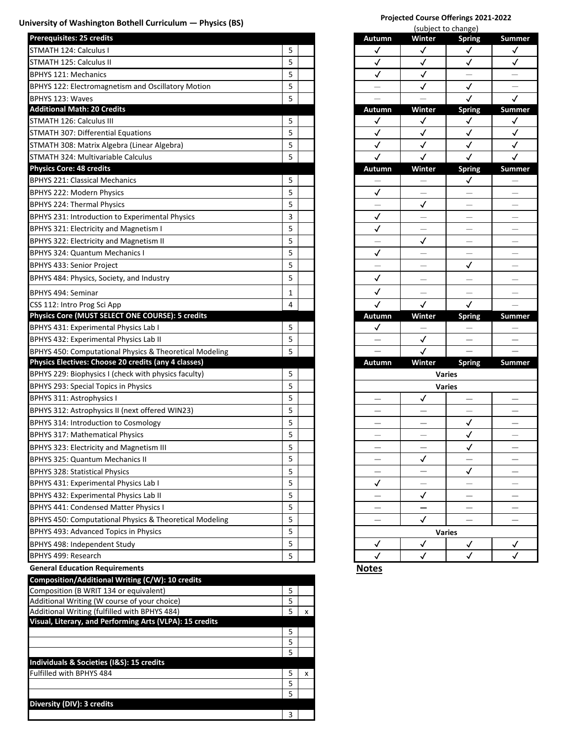## University of Washington Bothell Curriculum — Physics (BS)

**Projected Course Offerings 2021-2022**
(subject to change)

| Course | Credits | | Autumn | Winter | Spring | Summer |
|---|---|---|---|---|---|---|
| **Prerequisites: 25 credits** | | | **Autumn** | **Winter** | **Spring** | **Summer** |
| STMATH 124: Calculus I | 5 | | ✓ | ✓ | ✓ | ✓ |
| STMATH 125: Calculus II | 5 | | ✓ | ✓ | ✓ | ✓ |
| BPHYS 121: Mechanics | 5 | | ✓ | ✓ | — | — |
| BPHYS 122: Electromagnetism and Oscillatory Motion | 5 | | — | ✓ | ✓ | — |
| BPHYS 123: Waves | 5 | | — | — | ✓ | ✓ |
| **Additional Math: 20 Credits** | | | **Autumn** | **Winter** | **Spring** | **Summer** |
| STMATH 126: Calculus III | 5 | | ✓ | ✓ | ✓ | ✓ |
| STMATH 307: Differential Equations | 5 | | ✓ | ✓ | ✓ | ✓ |
| STMATH 308: Matrix Algebra (Linear Algebra) | 5 | | ✓ | ✓ | ✓ | ✓ |
| STMATH 324: Multivariable Calculus | 5 | | ✓ | ✓ | ✓ | ✓ |
| **Physics Core: 48 credits** | | | **Autumn** | **Winter** | **Spring** | **Summer** |
| BPHYS 221: Classical Mechanics | 5 | | — | — | ✓ | — |
| BPHYS 222: Modern Physics | 5 | | ✓ | — | — | — |
| BPHYS 224: Thermal Physics | 5 | | — | ✓ | — | — |
| BPHYS 231: Introduction to Experimental Physics | 3 | | ✓ | — | — | — |
| BPHYS 321: Electricity and Magnetism I | 5 | | ✓ | — | — | — |
| BPHYS 322: Electricity and Magnetism II | 5 | | — | ✓ | — | — |
| BPHYS 324: Quantum Mechanics I | 5 | | ✓ | — | — | — |
| BPHYS 433: Senior Project | 5 | | — | — | ✓ | — |
| BPHYS 484: Physics, Society, and Industry | 5 | | ✓ | — | — | — |
| BPHYS 494: Seminar | 1 | | ✓ | — | — | — |
| CSS 112: Intro Prog Sci App | 4 | | ✓ | ✓ | ✓ | — |
| **Physics Core (MUST SELECT ONE COURSE): 5 credits** | | | **Autumn** | **Winter** | **Spring** | **Summer** |
| BPHYS 431: Experimental Physics Lab I | 5 | | ✓ | — | — | — |
| BPHYS 432: Experimental Physics Lab II | 5 | | — | ✓ | — | — |
| BPHYS 450: Computational Physics & Theoretical Modeling | 5 | | — | ✓ | — | — |
| **Physics Electives: Choose 20 credits (any 4 classes)** | | | **Autumn** | **Winter** | **Spring** | **Summer** |
| BPHYS 229: Biophysics I (check with physics faculty) | 5 | | Varies | | | |
| BPHYS 293: Special Topics in Physics | 5 | | Varies | | | |
| BPHYS 311: Astrophysics I | 5 | | — | ✓ | — | — |
| BPHYS 312: Astrophysics II (next offered WIN23) | 5 | | — | — | — | — |
| BPHYS 314: Introduction to Cosmology | 5 | | — | — | ✓ | — |
| BPHYS 317: Mathematical Physics | 5 | | — | — | ✓ | — |
| BPHYS 323: Electricity and Magnetism III | 5 | | — | — | ✓ | — |
| BPHYS 325: Quantum Mechanics II | 5 | | — | ✓ | — | — |
| BPHYS 328: Statistical Physics | 5 | | — | — | ✓ | — |
| BPHYS 431: Experimental Physics Lab I | 5 | | ✓ | — | — | — |
| BPHYS 432: Experimental Physics Lab II | 5 | | — | ✓ | — | — |
| BPHYS 441: Condensed Matter Physics I | 5 | | — | — | — | — |
| BPHYS 450: Computational Physics & Theoretical Modeling | 5 | | — | ✓ | — | — |
| BPHYS 493: Advanced Topics in Physics | 5 | | Varies | | | |
| BPHYS 498: Independent Study | 5 | | ✓ | ✓ | ✓ | ✓ |
| BPHYS 499: Research | 5 | | ✓ | ✓ | ✓ | ✓ |

**Notes**

### General Education Requirements

| Requirement | Credits | |
|---|---|---|
| **Composition/Additional Writing (C/W): 10 credits** | | |
| Composition (B WRIT 134 or equivalent) | 5 | |
| Additional Writing (W course of your choice) | 5 | |
| Additional Writing (fulfilled with BPHYS 484) | 5 | x |
| **Visual, Literary, and Performing Arts (VLPA): 15 credits** | | |
| | 5 | |
| | 5 | |
| | 5 | |
| **Individuals & Societies (I&S): 15 credits** | | |
| Fulfilled with BPHYS 484 | 5 | x |
| | 5 | |
| | 5 | |
| **Diversity (DIV): 3 credits** | | |
| | 3 | |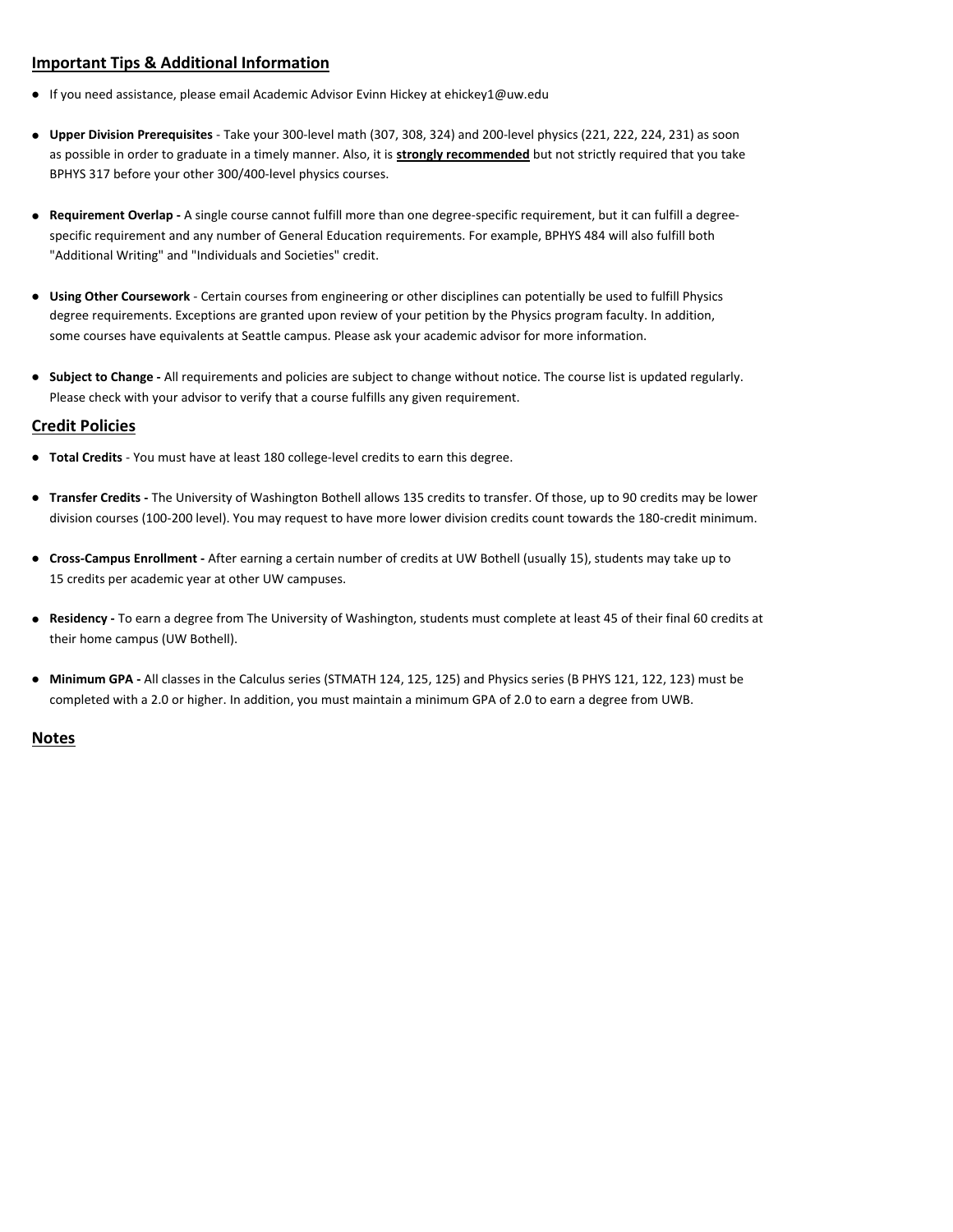## Important Tips & Additional Information

- If you need assistance, please email Academic Advisor Evinn Hickey at ehickey1@uw.edu
- **Upper Division Prerequisites** - Take your 300-level math (307, 308, 324) and 200-level physics (221, 222, 224, 231) as soon as possible in order to graduate in a timely manner. Also, it is **strongly recommended** but not strictly required that you take BPHYS 317 before your other 300/400-level physics courses.
- **Requirement Overlap -** A single course cannot fulfill more than one degree-specific requirement, but it can fulfill a degree-specific requirement and any number of General Education requirements. For example, BPHYS 484 will also fulfill both "Additional Writing" and "Individuals and Societies" credit.
- **Using Other Coursework** - Certain courses from engineering or other disciplines can potentially be used to fulfill Physics degree requirements. Exceptions are granted upon review of your petition by the Physics program faculty. In addition, some courses have equivalents at Seattle campus. Please ask your academic advisor for more information.
- **Subject to Change -** All requirements and policies are subject to change without notice. The course list is updated regularly. Please check with your advisor to verify that a course fulfills any given requirement.

## Credit Policies

- **Total Credits** - You must have at least 180 college-level credits to earn this degree.
- **Transfer Credits -** The University of Washington Bothell allows 135 credits to transfer. Of those, up to 90 credits may be lower division courses (100-200 level). You may request to have more lower division credits count towards the 180-credit minimum.
- **Cross-Campus Enrollment -** After earning a certain number of credits at UW Bothell (usually 15), students may take up to 15 credits per academic year at other UW campuses.
- **Residency -** To earn a degree from The University of Washington, students must complete at least 45 of their final 60 credits at their home campus (UW Bothell).
- **Minimum GPA -** All classes in the Calculus series (STMATH 124, 125, 125) and Physics series (B PHYS 121, 122, 123) must be completed with a 2.0 or higher. In addition, you must maintain a minimum GPA of 2.0 to earn a degree from UWB.

## Notes